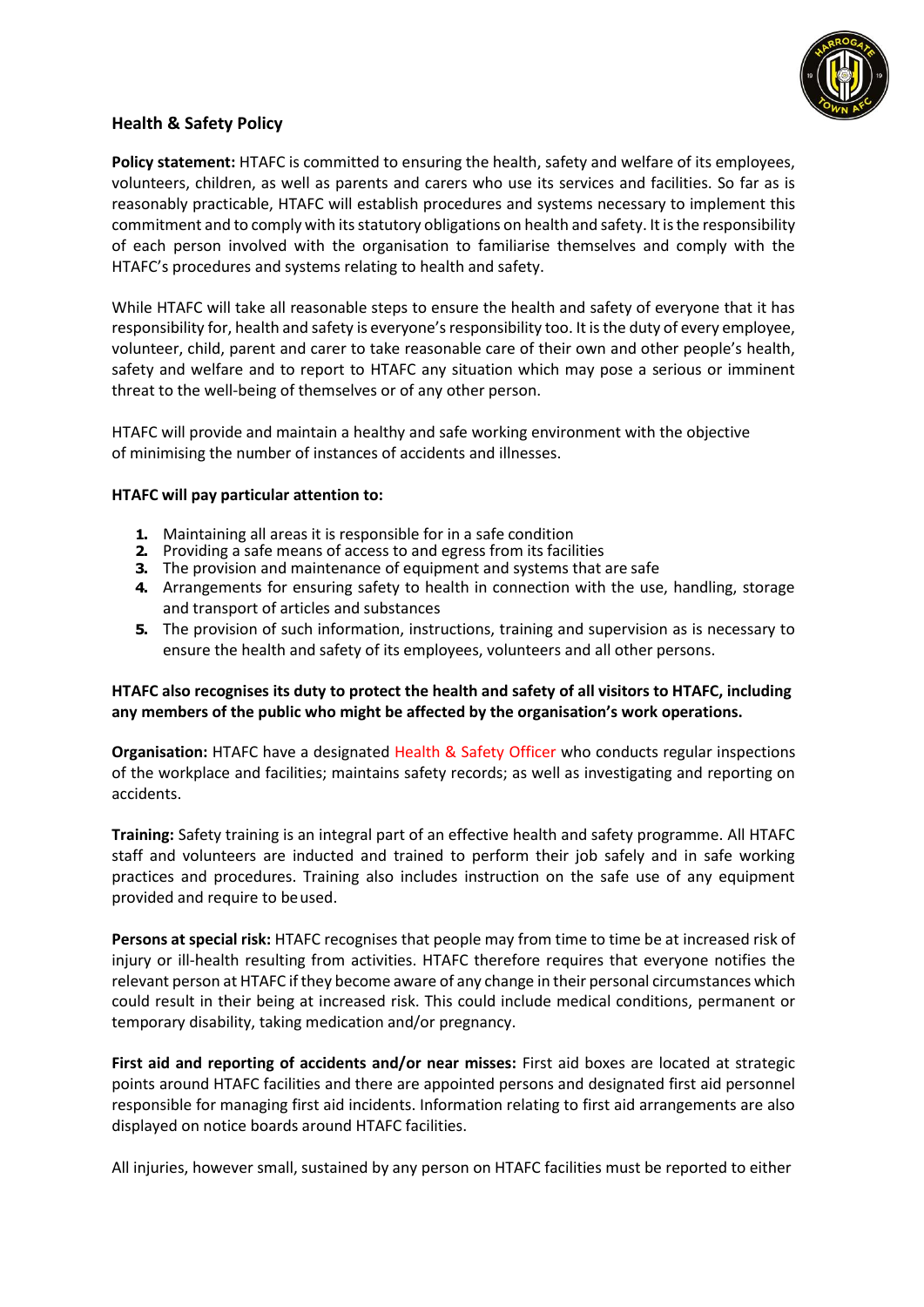## Health & Safety Policy

**Policy statement:** HTAFC is committed to ensuring the health, safety and welfare of its employees, volunteers, children, as well as parents and carers who use its services and facilities. So far as is reasonably practicable, HTAFC will establish procedures and systems necessary to implement this commitment and to comply with its statutory obligations on health and safety. It is the responsibility of each person involved with the organisation to familiarise themselves and comply with the HTAFC's procedures and systems relating to health and safety.

While HTAFC will take all reasonable steps to ensure the health and safety of everyone that it has responsibility for, health and safety is everyone's responsibility too. It is the duty of every employee, volunteer, child, parent and carer to take reasonable care of their own and other people's health, safety and welfare and to report to HTAFC any situation which may pose a serious or imminent threat to the well-being of themselves or of any other person.

HTAFC will provide and maintain a healthy and safe working environment with the objective of minimising the number of instances of accidents and illnesses.

**HTAFC will pay particular attention to:**

1. Maintaining all areas it is responsible for in a safe condition
2. Providing a safe means of access to and egress from its facilities
3. The provision and maintenance of equipment and systems that are safe
4. Arrangements for ensuring safety to health in connection with the use, handling, storage and transport of articles and substances
5. The provision of such information, instructions, training and supervision as is necessary to ensure the health and safety of its employees, volunteers and all other persons.

**HTAFC also recognises its duty to protect the health and safety of all visitors to HTAFC, including any members of the public who might be affected by the organisation's work operations.**

**Organisation:** HTAFC have a designated Health & Safety Officer who conducts regular inspections of the workplace and facilities; maintains safety records; as well as investigating and reporting on accidents.

**Training:** Safety training is an integral part of an effective health and safety programme. All HTAFC staff and volunteers are inducted and trained to perform their job safely and in safe working practices and procedures. Training also includes instruction on the safe use of any equipment provided and require to be used.

**Persons at special risk:** HTAFC recognises that people may from time to time be at increased risk of injury or ill-health resulting from activities. HTAFC therefore requires that everyone notifies the relevant person at HTAFC if they become aware of any change in their personal circumstances which could result in their being at increased risk. This could include medical conditions, permanent or temporary disability, taking medication and/or pregnancy.

**First aid and reporting of accidents and/or near misses:** First aid boxes are located at strategic points around HTAFC facilities and there are appointed persons and designated first aid personnel responsible for managing first aid incidents. Information relating to first aid arrangements are also displayed on notice boards around HTAFC facilities.

All injuries, however small, sustained by any person on HTAFC facilities must be reported to either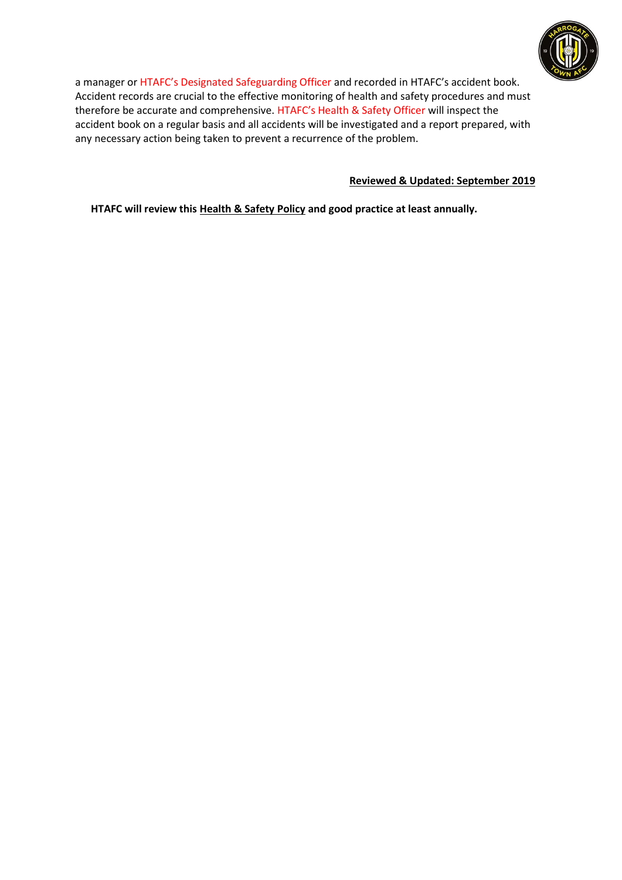a manager or HTAFC's Designated Safeguarding Officer and recorded in HTAFC's accident book. Accident records are crucial to the effective monitoring of health and safety procedures and must therefore be accurate and comprehensive. HTAFC's Health & Safety Officer will inspect the accident book on a regular basis and all accidents will be investigated and a report prepared, with any necessary action being taken to prevent a recurrence of the problem.

**Reviewed & Updated: September 2019**

**HTAFC will review this Health & Safety Policy and good practice at least annually.**